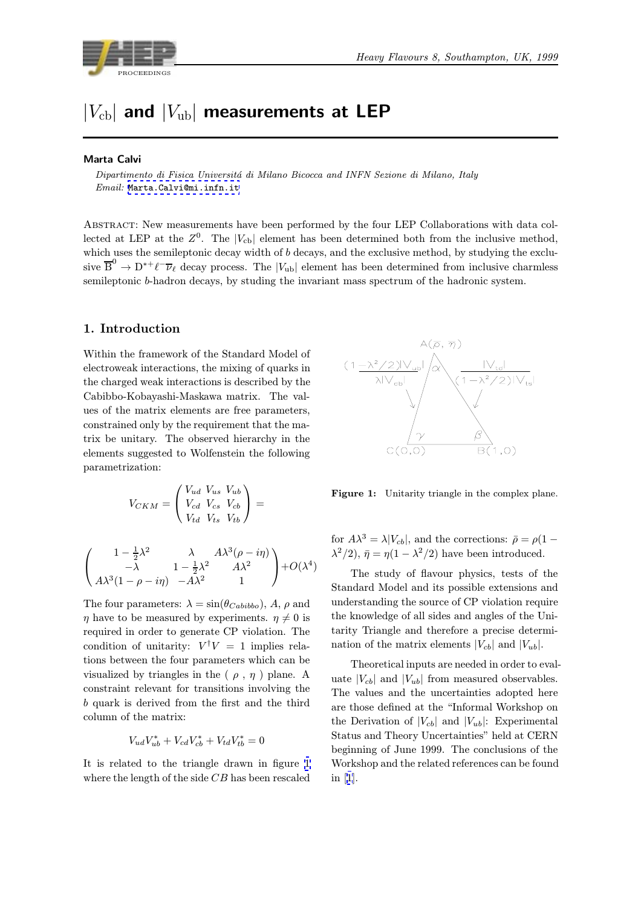# $|V_{\rm cb}|$ and $|V_{\rm ub}|$ measurements at LEP

**Marta Calvi**

*Dipartimento di Fisica Universitá di Milano Bicocca and INFN Sezione di Milano, Italy*
*Email:* Marta.Calvi@mi.infn.it

Abstract: New measurements have been performed by the four LEP Collaborations with data collected at LEP at the $Z^0$. The $|V_{\rm cb}|$ element has been determined both from the inclusive method, which uses the semileptonic decay width of $b$ decays, and the exclusive method, by studying the exclusive $\overline{\rm B}^0 \to {\rm D}^{*+}\ell^-\overline{\nu}_\ell$ decay process. The $|V_{\rm ub}|$ element has been determined from inclusive charmless semileptonic $b$-hadron decays, by studing the invariant mass spectrum of the hadronic system.

## 1. Introduction

Within the framework of the Standard Model of electroweak interactions, the mixing of quarks in the charged weak interactions is described by the Cabibbo-Kobayashi-Maskawa matrix. The values of the matrix elements are free parameters, constrained only by the requirement that the matrix be unitary. The observed hierarchy in the elements suggested to Wolfenstein the following parametrization:

$$V_{CKM} = \begin{pmatrix} V_{ud} & V_{us} & V_{ub} \\ V_{cd} & V_{cs} & V_{cb} \\ V_{td} & V_{ts} & V_{tb} \end{pmatrix} =$$

$$\begin{pmatrix} 1-\frac{1}{2}\lambda^2 & \lambda & A\lambda^3(\rho - i\eta) \\ -\lambda & 1-\frac{1}{2}\lambda^2 & A\lambda^2 \\ A\lambda^3(1-\rho-i\eta) & -A\lambda^2 & 1 \end{pmatrix} + O(\lambda^4)$$

The four parameters: $\lambda = \sin(\theta_{Cabibbo})$, $A$, $\rho$ and $\eta$ have to be measured by experiments. $\eta \neq 0$ is required in order to generate CP violation. The condition of unitarity: $V^\dagger V = 1$ implies relations between the four parameters which can be visualized by triangles in the ( $\rho$ , $\eta$ ) plane. A constraint relevant for transitions involving the $b$ quark is derived from the first and the third column of the matrix:

$$V_{ud}V_{ub}^* + V_{cd}V_{cb}^* + V_{td}V_{tb}^* = 0$$

It is related to the triangle drawn in figure 1 where the length of the side $CB$ has been rescaled for $A\lambda^3 = \lambda|V_{cb}|$, and the corrections: $\bar{\rho} = \rho(1 - \lambda^2/2)$, $\bar{\eta} = \eta(1 - \lambda^2/2)$ have been introduced.

**Figure 1:** Unitarity triangle in the complex plane.

The study of flavour physics, tests of the Standard Model and its possible extensions and understanding the source of CP violation require the knowledge of all sides and angles of the Unitarity Triangle and therefore a precise determination of the matrix elements $|V_{cb}|$ and $|V_{ub}|$.

Theoretical inputs are needed in order to evaluate $|V_{cb}|$ and $|V_{ub}|$ from measured observables. The values and the uncertainties adopted here are those defined at the "Informal Workshop on the Derivation of $|V_{cb}|$ and $|V_{ub}|$: Experimental Status and Theory Uncertainties" held at CERN beginning of June 1999. The conclusions of the Workshop and the related references can be found in [1].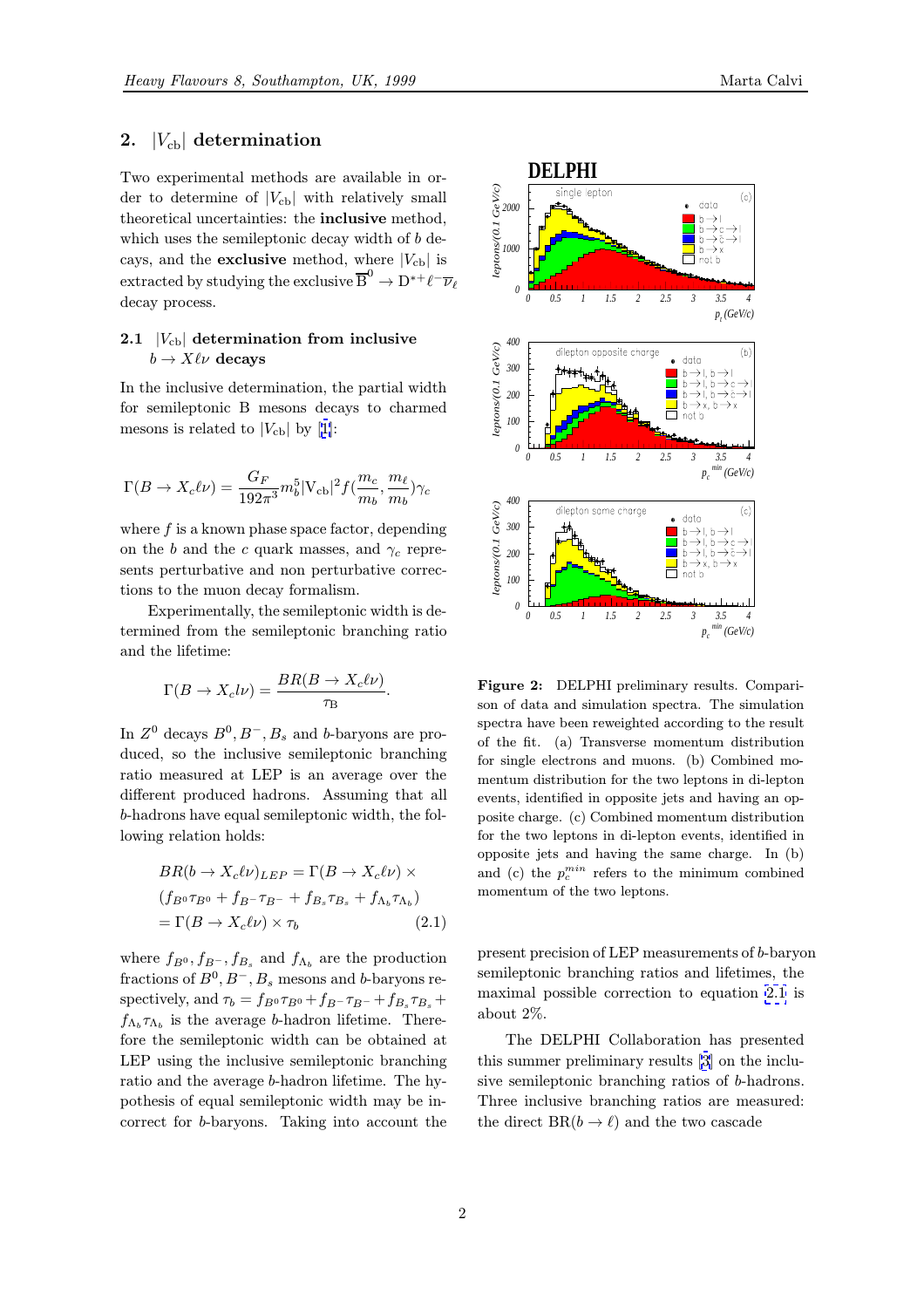## 2. $|V_{\rm cb}|$ determination

Two experimental methods are available in order to determine of $|V_{\rm cb}|$ with relatively small theoretical uncertainties: the **inclusive** method, which uses the semileptonic decay width of $b$ decays, and the **exclusive** method, where $|V_{\rm cb}|$ is extracted by studying the exclusive $\overline{\rm B}^0 \to {\rm D}^{*+}\ell^-\overline{\nu}_\ell$ decay process.

### 2.1 $|V_{\rm cb}|$ determination from inclusive $b \to X\ell\nu$ decays

In the inclusive determination, the partial width for semileptonic B mesons decays to charmed mesons is related to $|V_{\rm cb}|$ by [1]:

$$\Gamma(B \to X_c\ell\nu) = \frac{G_F}{192\pi^3} m_b^5 |{\rm V_{cb}}|^2 f(\frac{m_c}{m_b}, \frac{m_\ell}{m_b})\gamma_c$$

where $f$ is a known phase space factor, depending on the $b$ and the $c$ quark masses, and $\gamma_c$ represents perturbative and non perturbative corrections to the muon decay formalism.

Experimentally, the semileptonic width is determined from the semileptonic branching ratio and the lifetime:

$$\Gamma(B \to X_c l\nu) = \frac{BR(B \to X_c\ell\nu)}{\tau_{\rm B}}.$$

In $Z^0$ decays $B^0, B^-, B_s$ and $b$-baryons are produced, so the inclusive semileptonic branching ratio measured at LEP is an average over the different produced hadrons. Assuming that all $b$-hadrons have equal semileptonic width, the following relation holds:

$$\begin{aligned} & BR(b \to X_c\ell\nu)_{LEP} = \Gamma(B \to X_c\ell\nu) \times \\ & (f_{B^0}\tau_{B^0} + f_{B^-}\tau_{B^-} + f_{B_s}\tau_{B_s} + f_{\Lambda_b}\tau_{\Lambda_b}) \\ & = \Gamma(B \to X_c\ell\nu) \times \tau_b \end{aligned} \tag{2.1}$$

where $f_{B^0}, f_{B^-}, f_{B_s}$ and $f_{\Lambda_b}$ are the production fractions of $B^0, B^-, B_s$ mesons and $b$-baryons respectively, and $\tau_b = f_{B^0}\tau_{B^0} + f_{B^-}\tau_{B^-} + f_{B_s}\tau_{B_s} + f_{\Lambda_b}\tau_{\Lambda_b}$ is the average $b$-hadron lifetime. Therefore the semileptonic width can be obtained at LEP using the inclusive semileptonic branching ratio and the average $b$-hadron lifetime. The hypothesis of equal semileptonic width may be incorrect for $b$-baryons. Taking into account the present precision of LEP measurements of $b$-baryon semileptonic branching ratios and lifetimes, the maximal possible correction to equation 2.1 is about 2%.

**Figure 2:** DELPHI preliminary results. Comparison of data and simulation spectra. The simulation spectra have been reweighted according to the result of the fit. (a) Transverse momentum distribution for single electrons and muons. (b) Combined momentum distribution for the two leptons in di-lepton events, identified in opposite jets and having an opposite charge. (c) Combined momentum distribution for the two leptons in di-lepton events, identified in opposite jets and having the same charge. In (b) and (c) the $p_c^{min}$ refers to the minimum combined momentum of the two leptons.

The DELPHI Collaboration has presented this summer preliminary results [3] on the inclusive semileptonic branching ratios of $b$-hadrons. Three inclusive branching ratios are measured: the direct ${\rm BR}(b \to \ell)$ and the two cascade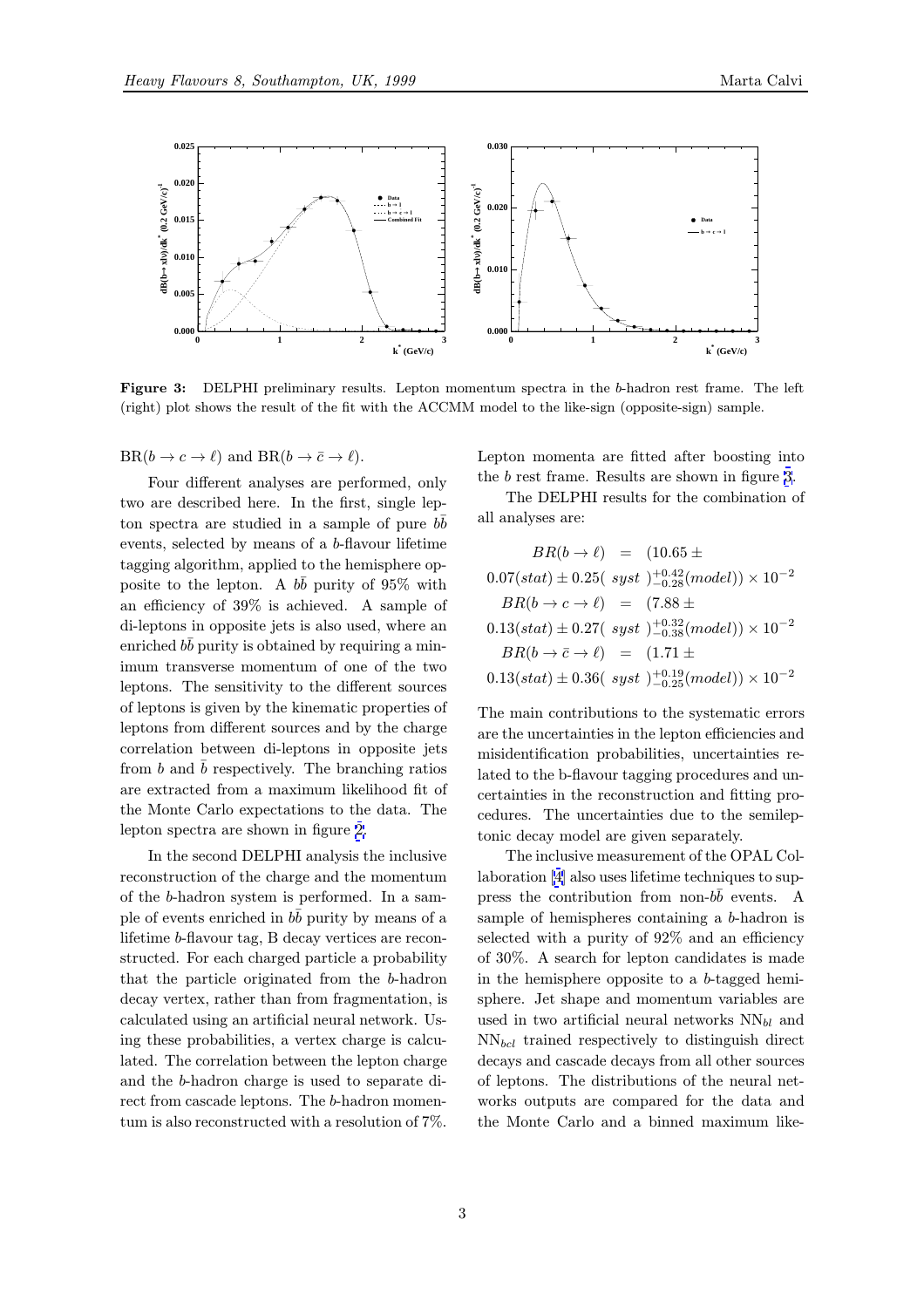Figure 3: DELPHI preliminary results. Lepton momentum spectra in the $b$-hadron rest frame. The left (right) plot shows the result of the fit with the ACCMM model to the like-sign (opposite-sign) sample.

$\mathrm{BR}(b \to c \to \ell)$ and $\mathrm{BR}(b \to \bar{c} \to \ell)$.

Four different analyses are performed, only two are described here. In the first, single lepton spectra are studied in a sample of pure $b\bar{b}$ events, selected by means of a $b$-flavour lifetime tagging algorithm, applied to the hemisphere opposite to the lepton. A $b\bar{b}$ purity of 95% with an efficiency of 39% is achieved. A sample of di-leptons in opposite jets is also used, where an enriched $b\bar{b}$ purity is obtained by requiring a minimum transverse momentum of one of the two leptons. The sensitivity to the different sources of leptons is given by the kinematic properties of leptons from different sources and by the charge correlation between di-leptons in opposite jets from $b$ and $\bar{b}$ respectively. The branching ratios are extracted from a maximum likelihood fit of the Monte Carlo expectations to the data. The lepton spectra are shown in figure 2.

In the second DELPHI analysis the inclusive reconstruction of the charge and the momentum of the $b$-hadron system is performed. In a sample of events enriched in $b\bar{b}$ purity by means of a lifetime $b$-flavour tag, B decay vertices are reconstructed. For each charged particle a probability that the particle originated from the $b$-hadron decay vertex, rather than from fragmentation, is calculated using an artificial neural network. Using these probabilities, a vertex charge is calculated. The correlation between the lepton charge and the $b$-hadron charge is used to separate direct from cascade leptons. The $b$-hadron momentum is also reconstructed with a resolution of 7%. Lepton momenta are fitted after boosting into the $b$ rest frame. Results are shown in figure 3.

The DELPHI results for the combination of all analyses are:

$$BR(b \to \ell) = (10.65 \pm 0.07(stat) \pm 0.25(\ syst\ )^{+0.42}_{-0.28}(model)) \times 10^{-2}$$

$$BR(b \to c \to \ell) = (7.88 \pm 0.13(stat) \pm 0.27(\ syst\ )^{+0.32}_{-0.38}(model)) \times 10^{-2}$$

$$BR(b \to \bar{c} \to \ell) = (1.71 \pm 0.13(stat) \pm 0.36(\ syst\ )^{+0.19}_{-0.25}(model)) \times 10^{-2}$$

The main contributions to the systematic errors are the uncertainties in the lepton efficiencies and misidentification probabilities, uncertainties related to the b-flavour tagging procedures and uncertainties in the reconstruction and fitting procedures. The uncertainties due to the semileptonic decay model are given separately.

The inclusive measurement of the OPAL Collaboration [4] also uses lifetime techniques to suppress the contribution from non-$b\bar{b}$ events. A sample of hemispheres containing a $b$-hadron is selected with a purity of 92% and an efficiency of 30%. A search for lepton candidates is made in the hemisphere opposite to a $b$-tagged hemisphere. Jet shape and momentum variables are used in two artificial neural networks $\mathrm{NN}_{bl}$ and $\mathrm{NN}_{bcl}$ trained respectively to distinguish direct decays and cascade decays from all other sources of leptons. The distributions of the neural networks outputs are compared for the data and the Monte Carlo and a binned maximum like-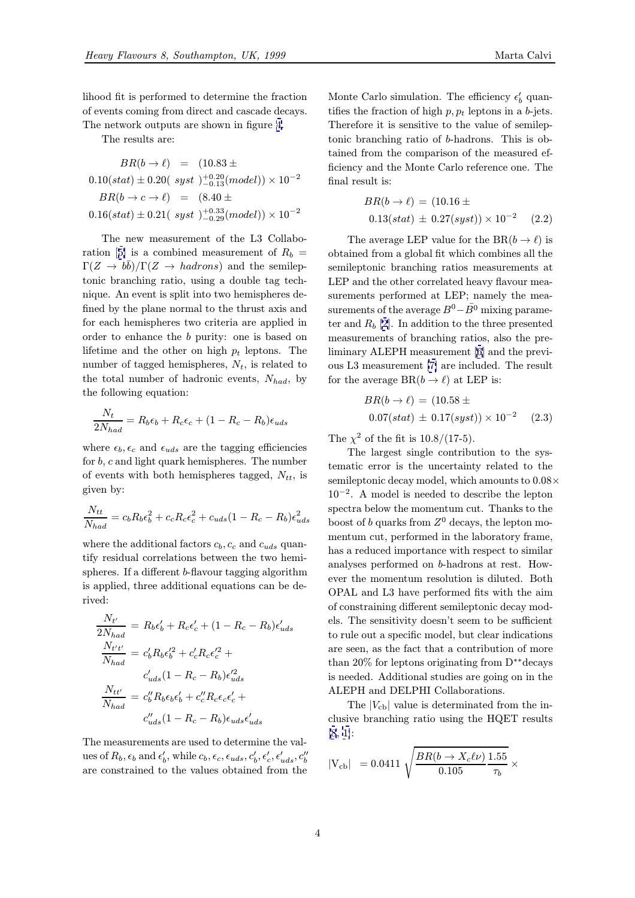lihood fit is performed to determine the fraction of events coming from direct and cascade decays. The network outputs are shown in figure 4.

The results are:

$$BR(b \to \ell) = (10.83 \pm 0.10(stat) \pm 0.20(\ syst\ )^{+0.20}_{-0.13}(model)) \times 10^{-2}$$
$$BR(b \to c \to \ell) = (8.40 \pm 0.16(stat) \pm 0.21(\ syst\ )^{+0.33}_{-0.29}(model)) \times 10^{-2}$$

The new measurement of the L3 Collaboration [5] is a combined measurement of $R_b = \Gamma(Z \to b\bar{b})/\Gamma(Z \to hadrons)$ and the semileptonic branching ratio, using a double tag technique. An event is split into two hemispheres defined by the plane normal to the thrust axis and for each hemispheres two criteria are applied in order to enhance the $b$ purity: one is based on lifetime and the other on high $p_t$ leptons. The number of tagged hemispheres, $N_t$, is related to the total number of hadronic events, $N_{had}$, by the following equation:

$$\frac{N_t}{2N_{had}} = R_b\epsilon_b + R_c\epsilon_c + (1 - R_c - R_b)\epsilon_{uds}$$

where $\epsilon_b, \epsilon_c$ and $\epsilon_{uds}$ are the tagging efficiencies for $b$, $c$ and light quark hemispheres. The number of events with both hemispheres tagged, $N_{tt}$, is given by:

$$\frac{N_{tt}}{N_{had}} = c_b R_b \epsilon_b^2 + c_c R_c \epsilon_c^2 + c_{uds}(1 - R_c - R_b)\epsilon_{uds}^2$$

where the additional factors $c_b, c_c$ and $c_{uds}$ quantify residual correlations between the two hemispheres. If a different $b$-flavour tagging algorithm is applied, three additional equations can be derived:

$$\frac{N_{t'}}{2N_{had}} = R_b\epsilon'_b + R_c\epsilon'_c + (1 - R_c - R_b)\epsilon'_{uds}$$
$$\frac{N_{t't'}}{N_{had}} = c'_b R_b \epsilon'^2_b + c'_c R_c \epsilon'^2_c + c'_{uds}(1 - R_c - R_b)\epsilon'^2_{uds}$$
$$\frac{N_{tt'}}{N_{had}} = c''_b R_b \epsilon_b \epsilon'_b + c''_c R_c \epsilon_c \epsilon'_c + c''_{uds}(1 - R_c - R_b)\epsilon_{uds}\epsilon'_{uds}$$

The measurements are used to determine the values of $R_b$, $\epsilon_b$ and $\epsilon'_b$, while $c_b, \epsilon_c, \epsilon_{uds}, c'_b, \epsilon'_c, \epsilon'_{uds}, c''_b$ are constrained to the values obtained from the Monte Carlo simulation. The efficiency $\epsilon'_b$ quantifies the fraction of high $p, p_t$ leptons in a $b$-jets. Therefore it is sensitive to the value of semileptonic branching ratio of $b$-hadrons. This is obtained from the comparison of the measured efficiency and the Monte Carlo reference one. The final result is:

$$BR(b \to \ell) = (10.16 \pm 0.13(stat) \pm 0.27(syst)) \times 10^{-2} \quad (2.2)$$

The average LEP value for the BR($b \to \ell$) is obtained from a global fit which combines all the semileptonic branching ratios measurements at LEP and the other correlated heavy flavour measurements performed at LEP; namely the measurements of the average $B^0 - \bar{B}^0$ mixing parameter and $R_b$ [2]. In addition to the three presented measurements of branching ratios, also the preliminary ALEPH measurement [6] and the previous L3 measurement [7] are included. The result for the average BR($b \to \ell$) at LEP is:

$$BR(b \to \ell) = (10.58 \pm 0.07(stat) \pm 0.17(syst)) \times 10^{-2} \quad (2.3)$$

The $\chi^2$ of the fit is 10.8/(17-5).

The largest single contribution to the systematic error is the uncertainty related to the semileptonic decay model, which amounts to $0.08 \times 10^{-2}$. A model is needed to describe the lepton spectra below the momentum cut. Thanks to the boost of $b$ quarks from $Z^0$ decays, the lepton momentum cut, performed in the laboratory frame, has a reduced importance with respect to similar analyses performed on $b$-hadrons at rest. However the momentum resolution is diluted. Both OPAL and L3 have performed fits with the aim of constraining different semileptonic decay models. The sensitivity doesn't seem to be sufficient to rule out a specific model, but clear indications are seen, as the fact that a contribution of more than 20% for leptons originating from D$^{**}$decays is needed. Additional studies are going on in the ALEPH and DELPHI Collaborations.

The $|V_{cb}|$ value is determinated from the inclusive branching ratio using the HQET results [8, 1]:

$$|V_{cb}| = 0.0411 \sqrt{\frac{BR(b \to X_c \ell \nu)}{0.105} \frac{1.55}{\tau_b}} \times$$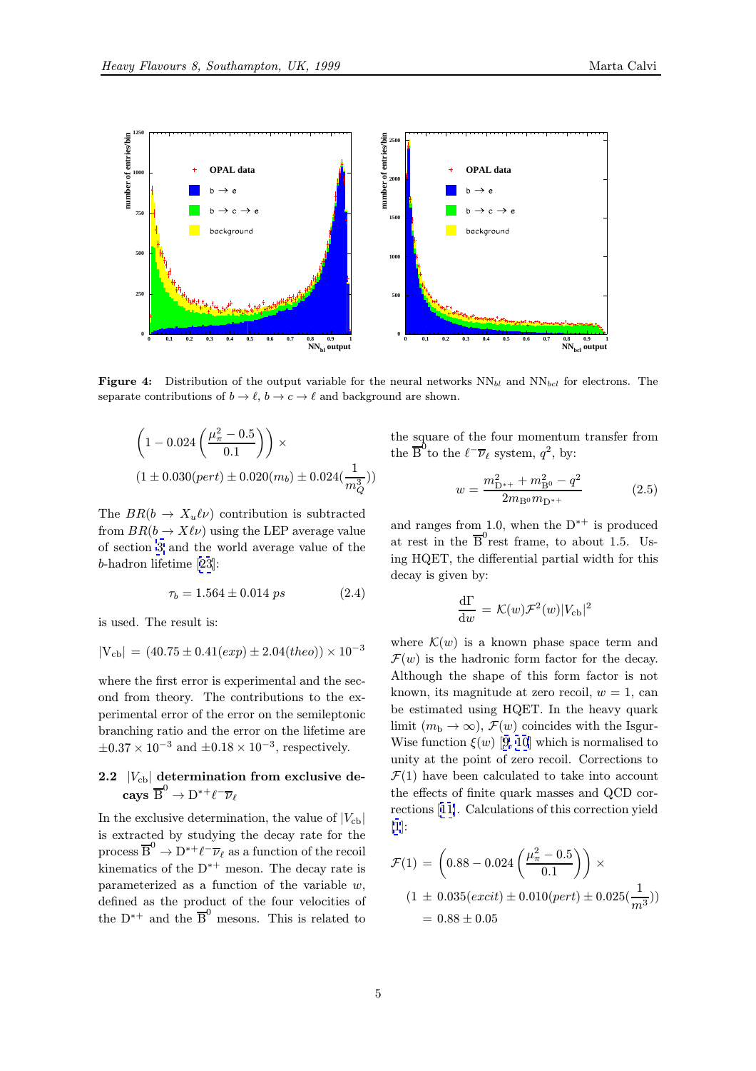**Figure 4:** Distribution of the output variable for the neural networks $\mathrm{NN}_{bl}$ and $\mathrm{NN}_{bcl}$ for electrons. The separate contributions of $b \to \ell$, $b \to c \to \ell$ and background are shown.

$$\left(1 - 0.024\left(\frac{\mu_\pi^2 - 0.5}{0.1}\right)\right) \times$$
$$(1 \pm 0.030(pert) \pm 0.020(m_b) \pm 0.024(\frac{1}{m_Q^3}))$$

The $BR(b \to X_u \ell\nu)$ contribution is subtracted from $BR(b \to X\ell\nu)$ using the LEP average value of section 3 and the world average value of the $b$-hadron lifetime [23]:

$$\tau_b = 1.564 \pm 0.014 \; ps \tag{2.4}$$

is used. The result is:

$$|\mathrm{V_{cb}}| = (40.75 \pm 0.41(exp) \pm 2.04(theo)) \times 10^{-3}$$

where the first error is experimental and the second from theory. The contributions to the experimental error of the error on the semileptonic branching ratio and the error on the lifetime are $\pm 0.37 \times 10^{-3}$ and $\pm 0.18 \times 10^{-3}$, respectively.

## 2.2 $|V_{\rm cb}|$ determination from exclusive decays $\overline{\mathrm{B}}^0 \to \mathrm{D}^{*+}\ell^-\overline{\nu}_\ell$

In the exclusive determination, the value of $|V_{\rm cb}|$ is extracted by studying the decay rate for the process $\overline{\mathrm{B}}^0 \to \mathrm{D}^{*+}\ell^-\overline{\nu}_\ell$ as a function of the recoil kinematics of the $\mathrm{D}^{*+}$ meson. The decay rate is parameterized as a function of the variable $w$, defined as the product of the four velocities of the $\mathrm{D}^{*+}$ and the $\overline{\mathrm{B}}^0$ mesons. This is related to the square of the four momentum transfer from the $\overline{\mathrm{B}}^0$ to the $\ell^-\overline{\nu}_\ell$ system, $q^2$, by:

$$w = \frac{m_{\mathrm{D}^{*+}}^2 + m_{\mathrm{B}^0}^2 - q^2}{2 m_{\mathrm{B}^0} m_{\mathrm{D}^{*+}}} \tag{2.5}$$

and ranges from 1.0, when the $\mathrm{D}^{*+}$ is produced at rest in the $\overline{\mathrm{B}}^0$ rest frame, to about 1.5. Using HQET, the differential partial width for this decay is given by:

$$\frac{\mathrm{d}\Gamma}{\mathrm{d}w} = \mathcal{K}(w)\mathcal{F}^2(w)|V_{\rm cb}|^2$$

where $\mathcal{K}(w)$ is a known phase space term and $\mathcal{F}(w)$ is the hadronic form factor for the decay. Although the shape of this form factor is not known, its magnitude at zero recoil, $w = 1$, can be estimated using HQET. In the heavy quark limit ($m_{\rm b} \to \infty$), $\mathcal{F}(w)$ coincides with the Isgur-Wise function $\xi(w)$ [9, 10] which is normalised to unity at the point of zero recoil. Corrections to $\mathcal{F}(1)$ have been calculated to take into account the effects of finite quark masses and QCD corrections [11]. Calculations of this correction yield [1]:

$$\mathcal{F}(1) = \left(0.88 - 0.024\left(\frac{\mu_\pi^2 - 0.5}{0.1}\right)\right) \times$$
$$(1 \pm 0.035(excit) \pm 0.010(pert) \pm 0.025(\frac{1}{m^3}))$$
$$= 0.88 \pm 0.05$$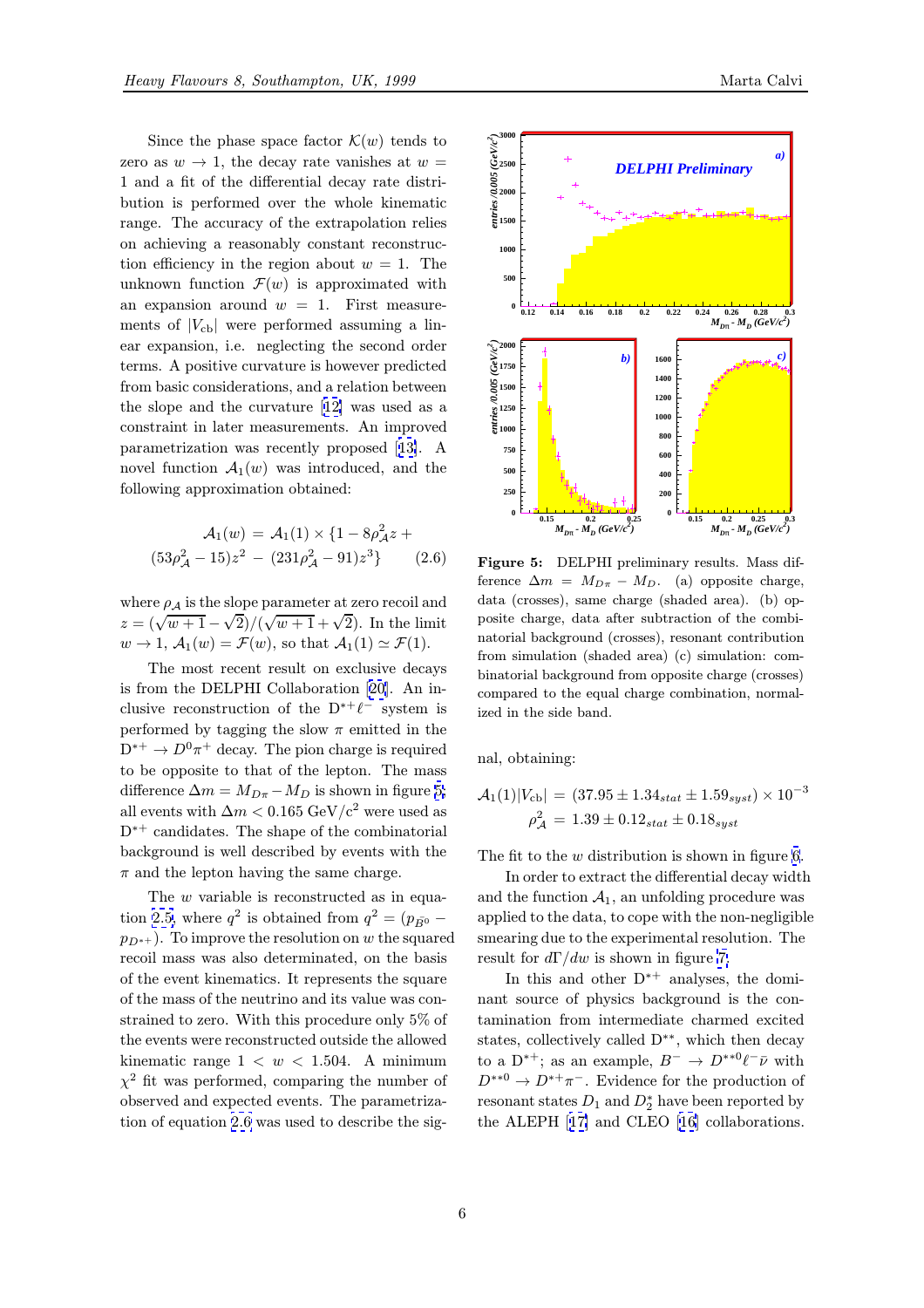Since the phase space factor $\mathcal{K}(w)$ tends to zero as $w \to 1$, the decay rate vanishes at $w = 1$ and a fit of the differential decay rate distribution is performed over the whole kinematic range. The accuracy of the extrapolation relies on achieving a reasonably constant reconstruction efficiency in the region about $w = 1$. The unknown function $\mathcal{F}(w)$ is approximated with an expansion around $w = 1$. First measurements of $|V_{cb}|$ were performed assuming a linear expansion, i.e. neglecting the second order terms. A positive curvature is however predicted from basic considerations, and a relation between the slope and the curvature [12] was used as a constraint in later measurements. An improved parametrization was recently proposed [13]. A novel function $\mathcal{A}_1(w)$ was introduced, and the following approximation obtained:

$$\mathcal{A}_1(w) = \mathcal{A}_1(1) \times \{1 - 8\rho_{\mathcal{A}}^2 z + (53\rho_{\mathcal{A}}^2 - 15)z^2 - (231\rho_{\mathcal{A}}^2 - 91)z^3\} \qquad (2.6)$$

where $\rho_{\mathcal{A}}$ is the slope parameter at zero recoil and $z = (\sqrt{w+1} - \sqrt{2})/(\sqrt{w+1} + \sqrt{2})$. In the limit $w \to 1$, $\mathcal{A}_1(w) = \mathcal{F}(w)$, so that $\mathcal{A}_1(1) \simeq \mathcal{F}(1)$.

The most recent result on exclusive decays is from the DELPHI Collaboration [20]. An inclusive reconstruction of the $D^{*+}\ell^-$ system is performed by tagging the slow $\pi$ emitted in the $D^{*+} \to D^0\pi^+$ decay. The pion charge is required to be opposite to that of the lepton. The mass difference $\Delta m = M_{D\pi} - M_D$ is shown in figure 5; all events with $\Delta m < 0.165$ GeV/c$^2$ were used as $D^{*+}$ candidates. The shape of the combinatorial background is well described by events with the $\pi$ and the lepton having the same charge.

The $w$ variable is reconstructed as in equation 2.5, where $q^2$ is obtained from $q^2 = (p_{\bar{B}^0} - p_{D^{*+}})$. To improve the resolution on $w$ the squared recoil mass was also determinated, on the basis of the event kinematics. It represents the square of the mass of the neutrino and its value was constrained to zero. With this procedure only 5% of the events were reconstructed outside the allowed kinematic range $1 < w < 1.504$. A minimum $\chi^2$ fit was performed, comparing the number of observed and expected events. The parametrization of equation 2.6 was used to describe the signal, obtaining:

$$\mathcal{A}_1(1)|V_{cb}| = (37.95 \pm 1.34_{stat} \pm 1.59_{syst}) \times 10^{-3}$$
$$\rho_{\mathcal{A}}^2 = 1.39 \pm 0.12_{stat} \pm 0.18_{syst}$$

**Figure 5:** DELPHI preliminary results. Mass difference $\Delta m = M_{D\pi} - M_D$. (a) opposite charge, data (crosses), same charge (shaded area). (b) opposite charge, data after subtraction of the combinatorial background (crosses), resonant contribution from simulation (shaded area) (c) simulation: combinatorial background from opposite charge (crosses) compared to the equal charge combination, normalized in the side band.

The fit to the $w$ distribution is shown in figure 6.

In order to extract the differential decay width and the function $\mathcal{A}_1$, an unfolding procedure was applied to the data, to cope with the non-negligible smearing due to the experimental resolution. The result for $d\Gamma/dw$ is shown in figure 7.

In this and other $D^{*+}$ analyses, the dominant source of physics background is the contamination from intermediate charmed excited states, collectively called $D^{**}$, which then decay to a $D^{*+}$; as an example, $B^- \to D^{**0}\ell^-\bar{\nu}$ with $D^{**0} \to D^{*+}\pi^-$. Evidence for the production of resonant states $D_1$ and $D_2^*$ have been reported by the ALEPH [17] and CLEO [16] collaborations.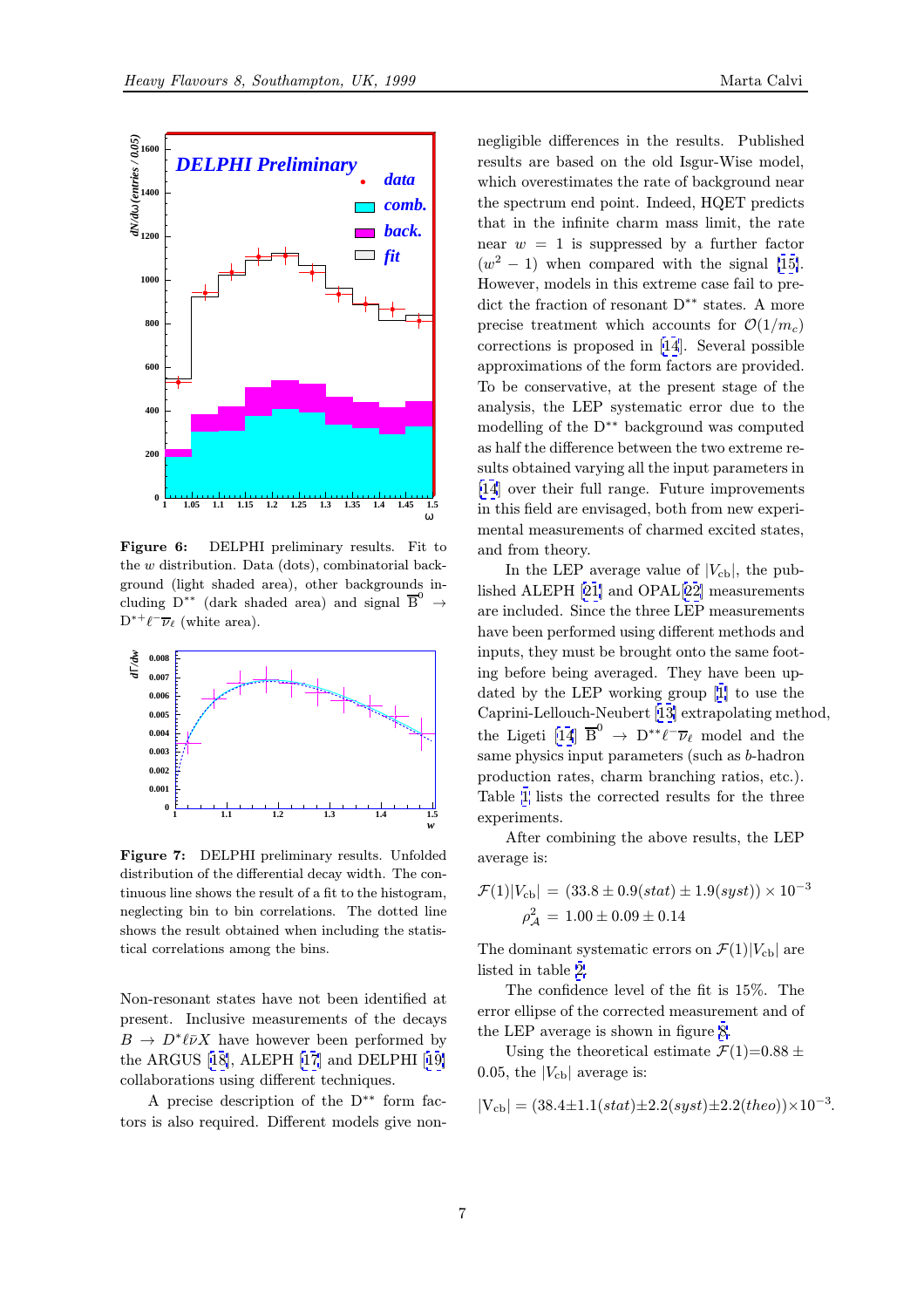**Figure 6:** DELPHI preliminary results. Fit to the $w$ distribution. Data (dots), combinatorial background (light shaded area), other backgrounds including $D^{**}$ (dark shaded area) and signal $\overline{B}^0 \to D^{*+}\ell^-\overline{\nu}_\ell$ (white area).

**Figure 7:** DELPHI preliminary results. Unfolded distribution of the differential decay width. The continuous line shows the result of a fit to the histogram, neglecting bin to bin correlations. The dotted line shows the result obtained when including the statistical correlations among the bins.

Non-resonant states have not been identified at present. Inclusive measurements of the decays $B \to D^*\ell\bar{\nu}X$ have however been performed by the ARGUS [18], ALEPH [17] and DELPHI [19] collaborations using different techniques.

A precise description of the $D^{**}$ form factors is also required. Different models give non-negligible differences in the results. Published results are based on the old Isgur-Wise model, which overestimates the rate of background near the spectrum end point. Indeed, HQET predicts that, in the infinite charm mass limit, the rate near $w = 1$ is suppressed by a further factor $(w^2 - 1)$ when compared with the signal [15]. However, models in this extreme case fail to predict the fraction of resonant $D^{**}$ states. A more precise treatment which accounts for $\mathcal{O}(1/m_c)$ corrections is proposed in [14]. Several possible approximations of the form factors are provided. To be conservative, at the present stage of the analysis, the LEP systematic error due to the modelling of the $D^{**}$ background was computed as half the difference between the two extreme results obtained varying all the input parameters in [14] over their full range. Future improvements in this field are envisaged, both from new experimental measurements of charmed excited states, and from theory.

In the LEP average value of $|V_{cb}|$, the published ALEPH [21] and OPAL[22] measurements are included. Since the three LEP measurements have been performed using different methods and inputs, they must be brought onto the same footing before being averaged. They have been updated by the LEP working group [1] to use the Caprini-Lellouch-Neubert [13] extrapolating method, the Ligeti [14] $\overline{B}^0 \to D^{**}\ell^-\overline{\nu}_\ell$ model and the same physics input parameters (such as $b$-hadron production rates, charm branching ratios, etc.). Table 1 lists the corrected results for the three experiments.

After combining the above results, the LEP average is:

$$\mathcal{F}(1)|V_{cb}| = (33.8 \pm 0.9(stat) \pm 1.9(syst)) \times 10^{-3}$$
$$\rho^2_{\mathcal{A}} = 1.00 \pm 0.09 \pm 0.14$$

The dominant systematic errors on $\mathcal{F}(1)|V_{cb}|$ are listed in table 2.

The confidence level of the fit is 15%. The error ellipse of the corrected measurement and of the LEP average is shown in figure 8.

Using the theoretical estimate $\mathcal{F}(1)$=0.88 ± 0.05, the $|V_{cb}|$ average is:

$$|V_{cb}| = (38.4 \pm 1.1(stat) \pm 2.2(syst) \pm 2.2(theo)) \times 10^{-3}.$$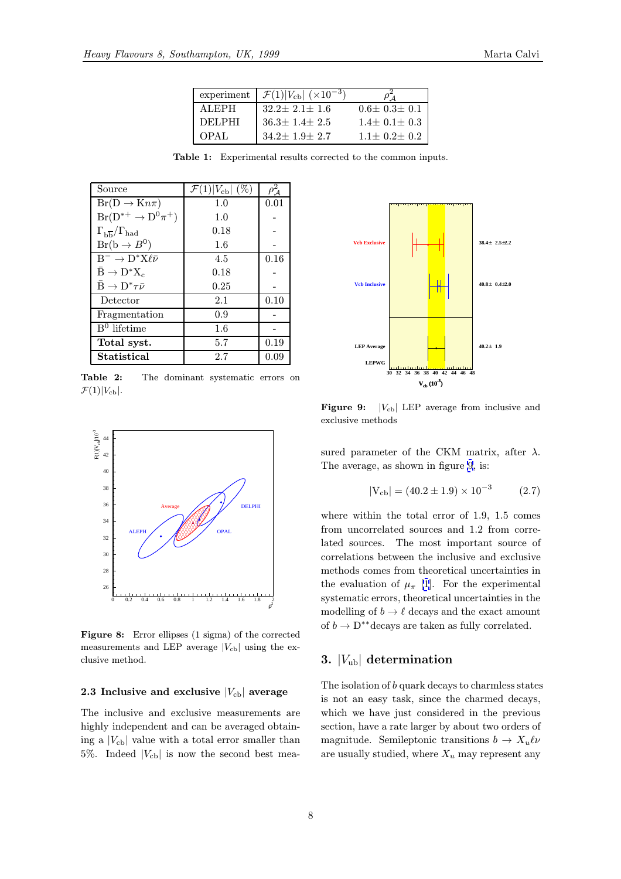| experiment | $\mathcal{F}(1)\|V_{cb}\|$ ($\times 10^{-3}$) | $\rho^2_{\mathcal{A}}$ |
|---|---|---|
| ALEPH | 32.2± 2.1± 1.6 | 0.6± 0.3± 0.1 |
| DELPHI | 36.3± 1.4± 2.5 | 1.4± 0.1± 0.3 |
| OPAL | 34.2± 1.9± 2.7 | 1.1± 0.2± 0.2 |

**Table 1:** Experimental results corrected to the common inputs.

| Source | $\mathcal{F}(1)\|V_{cb}\|$ (%) | $\rho^2_{\mathcal{A}}$ |
|---|---|---|
| $Br(D \to K n\pi)$ | 1.0 | 0.01 |
| $Br(D^{*+} \to D^0\pi^+)$ | 1.0 | - |
| $\Gamma_{b\bar{b}}/\Gamma_{had}$ | 0.18 | - |
| $Br(b \to B^0)$ | 1.6 | - |
| $B^- \to D^* X \ell \bar{\nu}$ | 4.5 | 0.16 |
| $\bar{B} \to D^* X_c$ | 0.18 | - |
| $\bar{B} \to D^* \tau \bar{\nu}$ | 0.25 | - |
| Detector | 2.1 | 0.10 |
| Fragmentation | 0.9 | - |
| $B^0$ lifetime | 1.6 | - |
| **Total syst.** | 5.7 | 0.19 |
| **Statistical** | 2.7 | 0.09 |

**Table 2:** The dominant systematic errors on $\mathcal{F}(1)|V_{cb}|$.

**Figure 8:** Error ellipses (1 sigma) of the corrected measurements and LEP average $|V_{cb}|$ using the exclusive method.

### 2.3 Inclusive and exclusive $|V_{cb}|$ average

The inclusive and exclusive measurements are highly independent and can be averaged obtaining a $|V_{cb}|$ value with a total error smaller than 5%. Indeed $|V_{cb}|$ is now the second best measured parameter of the CKM matrix, after $\lambda$. The average, as shown in figure 9, is:

$$|V_{cb}| = (40.2 \pm 1.9) \times 10^{-3} \tag{2.7}$$

where within the total error of 1.9, 1.5 comes from uncorrelated sources and 1.2 from correlated sources. The most important source of correlations between the inclusive and exclusive methods comes from theoretical uncertainties in the evaluation of $\mu_\pi$ [1]. For the experimental systematic errors, theoretical uncertainties in the modelling of $b \to \ell$ decays and the exact amount of $b \to D^{**}$decays are taken as fully correlated.

**Figure 9:** $|V_{cb}|$ LEP average from inclusive and exclusive methods

## 3. $|V_{ub}|$ determination

The isolation of $b$ quark decays to charmless states is not an easy task, since the charmed decays, which we have just considered in the previous section, have a rate larger by about two orders of magnitude. Semileptonic transitions $b \to X_u \ell \nu$ are usually studied, where $X_u$ may represent any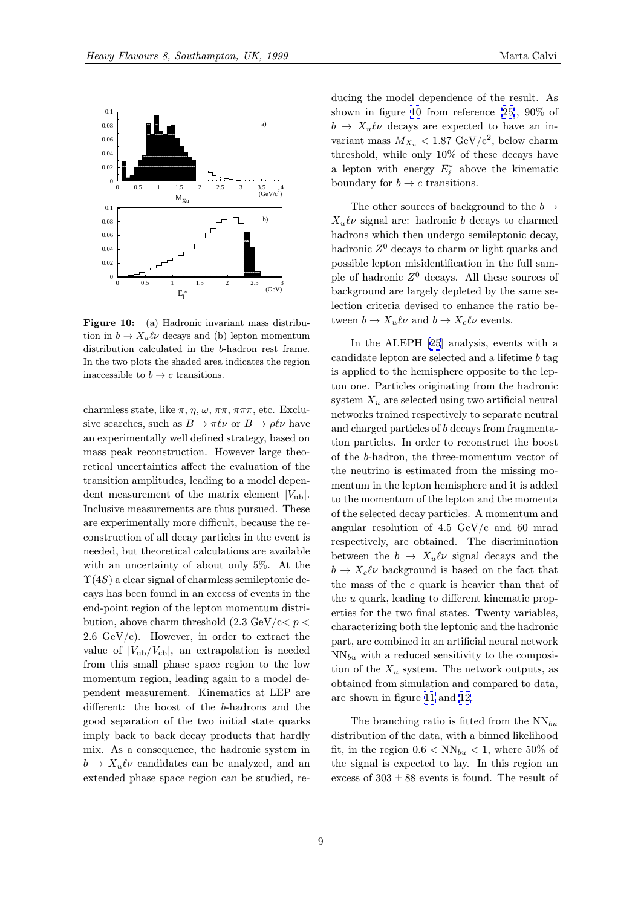Figure 10: (a) Hadronic invariant mass distribution in $b \to X_u \ell \nu$ decays and (b) lepton momentum distribution calculated in the $b$-hadron rest frame. In the two plots the shaded area indicates the region inaccessible to $b \to c$ transitions.

charmless state, like $\pi$, $\eta$, $\omega$, $\pi\pi$, $\pi\pi\pi$, etc. Exclusive searches, such as $B \to \pi \ell \nu$ or $B \to \rho \ell \nu$ have an experimentally well defined strategy, based on mass peak reconstruction. However large theoretical uncertainties affect the evaluation of the transition amplitudes, leading to a model dependent measurement of the matrix element $|V_{\rm ub}|$. Inclusive measurements are thus pursued. These are experimentally more difficult, because the reconstruction of all decay particles in the event is needed, but theoretical calculations are available with an uncertainty of about only 5%. At the $\Upsilon(4S)$ a clear signal of charmless semileptonic decays has been found in an excess of events in the end-point region of the lepton momentum distribution, above charm threshold (2.3 GeV/c$< p <$ 2.6 GeV/c). However, in order to extract the value of $|V_{\rm ub}/V_{\rm cb}|$, an extrapolation is needed from this small phase space region to the low momentum region, leading again to a model dependent measurement. Kinematics at LEP are different: the boost of the $b$-hadrons and the good separation of the two initial state quarks imply back to back decay products that hardly mix. As a consequence, the hadronic system in $b \to X_u \ell \nu$ candidates can be analyzed, and an extended phase space region can be studied, reducing the model dependence of the result. As shown in figure 10 from reference [25], 90% of $b \to X_u \ell \nu$ decays are expected to have an invariant mass $M_{X_u} < 1.87$ GeV/c$^2$, below charm threshold, while only 10% of these decays have a lepton with energy $E^*_\ell$ above the kinematic boundary for $b \to c$ transitions.

The other sources of background to the $b \to X_u \ell \nu$ signal are: hadronic $b$ decays to charmed hadrons which then undergo semileptonic decay, hadronic $Z^0$ decays to charm or light quarks and possible lepton misidentification in the full sample of hadronic $Z^0$ decays. All these sources of background are largely depleted by the same selection criteria devised to enhance the ratio between $b \to X_u \ell \nu$ and $b \to X_c \ell \nu$ events.

In the ALEPH [25] analysis, events with a candidate lepton are selected and a lifetime $b$ tag is applied to the hemisphere opposite to the lepton one. Particles originating from the hadronic system $X_u$ are selected using two artificial neural networks trained respectively to separate neutral and charged particles of $b$ decays from fragmentation particles. In order to reconstruct the boost of the $b$-hadron, the three-momentum vector of the neutrino is estimated from the missing momentum in the lepton hemisphere and it is added to the momentum of the lepton and the momenta of the selected decay particles. A momentum and angular resolution of 4.5 GeV/c and 60 mrad respectively, are obtained. The discrimination between the $b \to X_u \ell \nu$ signal decays and the $b \to X_c \ell \nu$ background is based on the fact that the mass of the $c$ quark is heavier than that of the $u$ quark, leading to different kinematic properties for the two final states. Twenty variables, characterizing both the leptonic and the hadronic part, are combined in an artificial neural network ${\rm NN}_{bu}$ with a reduced sensitivity to the composition of the $X_u$ system. The network outputs, as obtained from simulation and compared to data, are shown in figure 11 and 12.

The branching ratio is fitted from the ${\rm NN}_{bu}$ distribution of the data, with a binned likelihood fit, in the region $0.6 < {\rm NN}_{bu} < 1$, where 50% of the signal is expected to lay. In this region an excess of $303 \pm 88$ events is found. The result of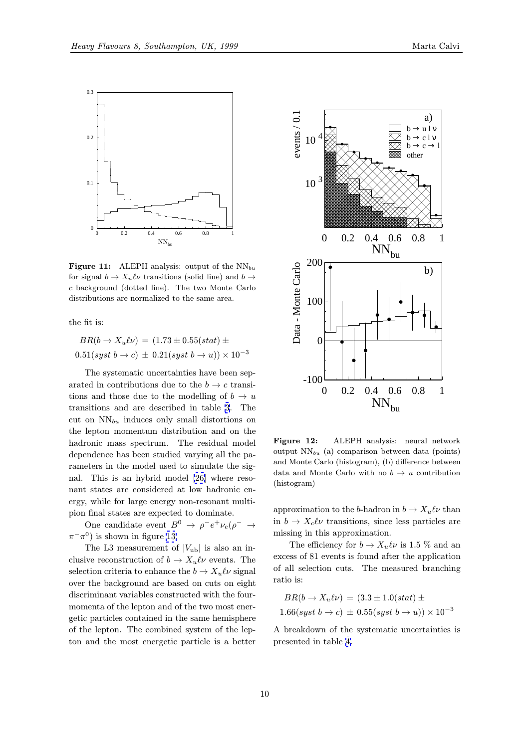**Figure 11:** ALEPH analysis: output of the $NN_{bu}$ for signal $b \to X_u \ell \nu$ transitions (solid line) and $b \to c$ background (dotted line). The two Monte Carlo distributions are normalized to the same area.

the fit is:

$$BR(b \to X_u \ell \nu) = (1.73 \pm 0.55(stat) \pm 0.51(syst\ b \to c) \pm 0.21(syst\ b \to u)) \times 10^{-3}$$

The systematic uncertainties have been separated in contributions due to the $b \to c$ transitions and those due to the modelling of $b \to u$ transitions and are described in table 3. The cut on $NN_{bu}$ induces only small distortions on the lepton momentum distribution and on the hadronic mass spectrum. The residual model dependence has been studied varying all the parameters in the model used to simulate the signal. This is an hybrid model [26] where resonant states are considered at low hadronic energy, while for large energy non-resonant multipion final states are expected to dominate.

One candidate event $B^0 \to \rho^- e^+ \nu_e (\rho^- \to \pi^- \pi^0)$ is shown in figure 13.

The L3 measurement of $|V_{ub}|$ is also an inclusive reconstruction of $b \to X_u \ell \nu$ events. The selection criteria to enhance the $b \to X_u \ell \nu$ signal over the background are based on cuts on eight discriminant variables constructed with the four-momenta of the lepton and of the two most energetic particles contained in the same hemisphere of the lepton. The combined system of the lepton and the most energetic particle is a better approximation to the $b$-hadron in $b \to X_u \ell \nu$ than in $b \to X_c \ell \nu$ transitions, since less particles are missing in this approximation.

**Figure 12:** ALEPH analysis: neural network output $NN_{bu}$ (a) comparison between data (points) and Monte Carlo (histogram), (b) difference between data and Monte Carlo with no $b \to u$ contribution (histogram)

The efficiency for $b \to X_u \ell \nu$ is 1.5 % and an excess of 81 events is found after the application of all selection cuts. The measured branching ratio is:

$$BR(b \to X_u \ell \nu) = (3.3 \pm 1.0(stat) \pm 1.66(syst\ b \to c) \pm 0.55(syst\ b \to u)) \times 10^{-3}$$

A breakdown of the systematic uncertainties is presented in table 4.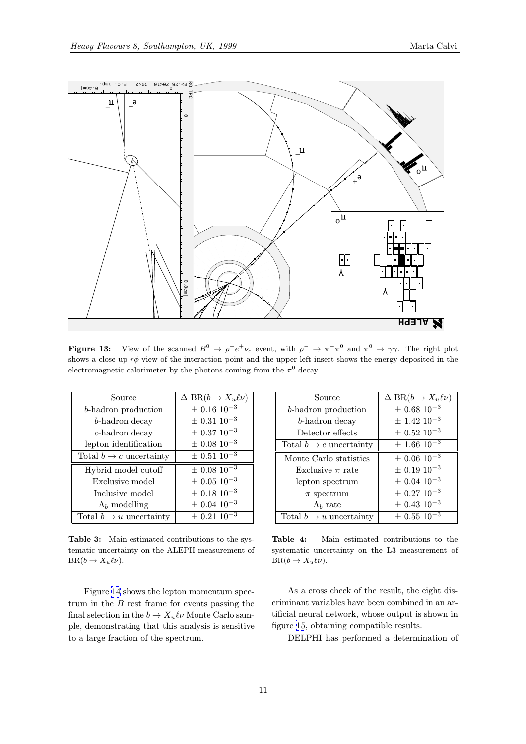**Figure 13:** View of the scanned $B^0 \to \rho^- e^+ \nu_e$ event, with $\rho^- \to \pi^- \pi^0$ and $\pi^0 \to \gamma\gamma$. The right plot shows a close up $r\phi$ view of the interaction point and the upper left insert shows the energy deposited in the electromagnetic calorimeter by the photons coming from the $\pi^0$ decay.

| Source | $\Delta$ BR($b \to X_u \ell \nu$) |
|---|---|
| $b$-hadron production | $\pm$ 0.16 $10^{-3}$ |
| $b$-hadron decay | $\pm$ 0.31 $10^{-3}$ |
| $c$-hadron decay | $\pm$ 0.37 $10^{-3}$ |
| lepton identification | $\pm$ 0.08 $10^{-3}$ |
| Total $b \to c$ uncertainty | $\pm$ 0.51 $10^{-3}$ |
| Hybrid model cutoff | $\pm$ 0.08 $10^{-3}$ |
| Exclusive model | $\pm$ 0.05 $10^{-3}$ |
| Inclusive model | $\pm$ 0.18 $10^{-3}$ |
| $\Lambda_b$ modelling | $\pm$ 0.04 $10^{-3}$ |
| Total $b \to u$ uncertainty | $\pm$ 0.21 $10^{-3}$ |

**Table 3:** Main estimated contributions to the systematic uncertainty on the ALEPH measurement of BR($b \to X_u \ell \nu$).

Figure 14 shows the lepton momentum spectrum in the $B$ rest frame for events passing the final selection in the $b \to X_u \ell \nu$ Monte Carlo sample, demonstrating that this analysis is sensitive to a large fraction of the spectrum.

| Source | $\Delta$ BR($b \to X_u \ell \nu$) |
|---|---|
| $b$-hadron production | $\pm$ 0.68 $10^{-3}$ |
| $b$-hadron decay | $\pm$ 1.42 $10^{-3}$ |
| Detector effects | $\pm$ 0.52 $10^{-3}$ |
| Total $b \to c$ uncertainty | $\pm$ 1.66 $10^{-3}$ |
| Monte Carlo statistics | $\pm$ 0.06 $10^{-3}$ |
| Exclusive $\pi$ rate | $\pm$ 0.19 $10^{-3}$ |
| lepton spectrum | $\pm$ 0.04 $10^{-3}$ |
| $\pi$ spectrum | $\pm$ 0.27 $10^{-3}$ |
| $\Lambda_b$ rate | $\pm$ 0.43 $10^{-3}$ |
| Total $b \to u$ uncertainty | $\pm$ 0.55 $10^{-3}$ |

**Table 4:** Main estimated contributions to the systematic uncertainty on the L3 measurement of BR($b \to X_u \ell \nu$).

As a cross check of the result, the eight discriminant variables have been combined in an artificial neural network, whose output is shown in figure 15, obtaining compatible results.

DELPHI has performed a determination of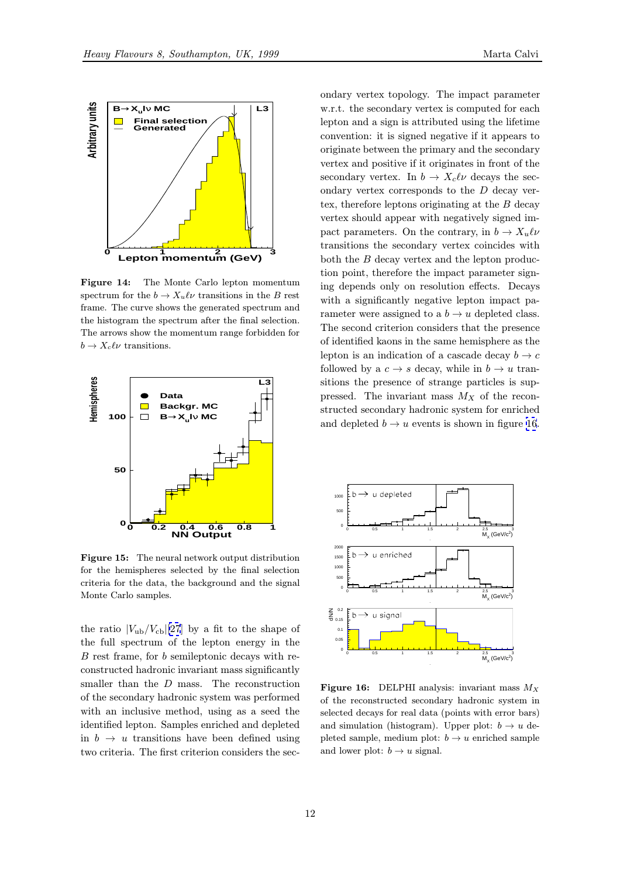**Figure 14:** The Monte Carlo lepton momentum spectrum for the $b \to X_u \ell \nu$ transitions in the $B$ rest frame. The curve shows the generated spectrum and the histogram the spectrum after the final selection. The arrows show the momentum range forbidden for $b \to X_c \ell \nu$ transitions.

**Figure 15:** The neural network output distribution for the hemispheres selected by the final selection criteria for the data, the background and the signal Monte Carlo samples.

the ratio $|V_{\mathrm{ub}}/V_{\mathrm{cb}}|$[27] by a fit to the shape of the full spectrum of the lepton energy in the $B$ rest frame, for $b$ semileptonic decays with reconstructed hadronic invariant mass significantly smaller than the $D$ mass. The reconstruction of the secondary hadronic system was performed with an inclusive method, using as a seed the identified lepton. Samples enriched and depleted in $b \to u$ transitions have been defined using two criteria. The first criterion considers the secondary vertex topology. The impact parameter w.r.t. the secondary vertex is computed for each lepton and a sign is attributed using the lifetime convention: it is signed negative if it appears to originate between the primary and the secondary vertex and positive if it originates in front of the secondary vertex. In $b \to X_c \ell \nu$ decays the secondary vertex corresponds to the $D$ decay vertex, therefore leptons originating at the $B$ decay vertex should appear with negatively signed impact parameters. On the contrary, in $b \to X_u \ell \nu$ transitions the secondary vertex coincides with both the $B$ decay vertex and the lepton production point, therefore the impact parameter signing depends only on resolution effects. Decays with a significantly negative lepton impact parameter were assigned to a $b \to u$ depleted class. The second criterion considers that the presence of identified kaons in the same hemisphere as the lepton is an indication of a cascade decay $b \to c$ followed by a $c \to s$ decay, while in $b \to u$ transitions the presence of strange particles is suppressed. The invariant mass $M_X$ of the reconstructed secondary hadronic system for enriched and depleted $b \to u$ events is shown in figure 16.

**Figure 16:** DELPHI analysis: invariant mass $M_X$ of the reconstructed secondary hadronic system in selected decays for real data (points with error bars) and simulation (histogram). Upper plot: $b \to u$ depleted sample, medium plot: $b \to u$ enriched sample and lower plot: $b \to u$ signal.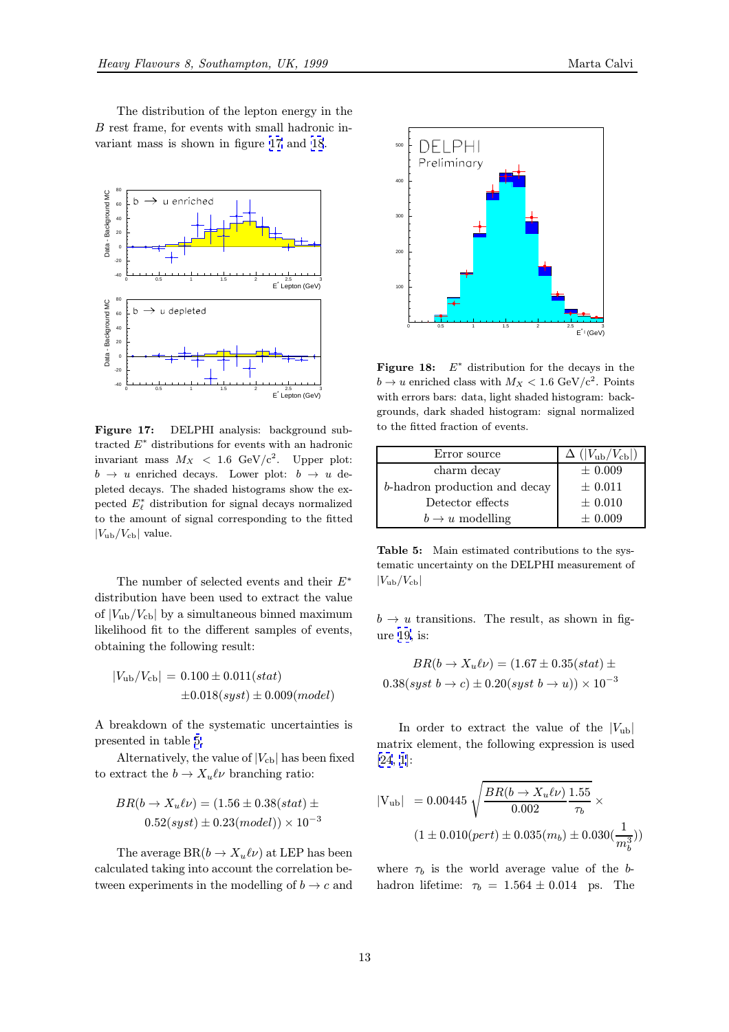The distribution of the lepton energy in the $B$ rest frame, for events with small hadronic invariant mass is shown in figure 17 and 18.

Figure 17: DELPHI analysis: background subtracted $E^*$ distributions for events with an hadronic invariant mass $M_X < 1.6$ GeV/c$^2$. Upper plot: $b \to u$ enriched decays. Lower plot: $b \to u$ depleted decays. The shaded histograms show the expected $E^*_\ell$ distribution for signal decays normalized to the amount of signal corresponding to the fitted $|V_{ub}/V_{cb}|$ value.

The number of selected events and their $E^*$ distribution have been used to extract the value of $|V_{ub}/V_{cb}|$ by a simultaneous binned maximum likelihood fit to the different samples of events, obtaining the following result:

$$|V_{ub}/V_{cb}| = 0.100 \pm 0.011(stat) \pm 0.018(syst) \pm 0.009(model)$$

A breakdown of the systematic uncertainties is presented in table 5.

Alternatively, the value of $|V_{cb}|$ has been fixed to extract the $b \to X_u \ell \nu$ branching ratio:

$$BR(b \to X_u \ell \nu) = (1.56 \pm 0.38(stat) \pm 0.52(syst) \pm 0.23(model)) \times 10^{-3}$$

The average BR($b \to X_u \ell \nu$) at LEP has been calculated taking into account the correlation between experiments in the modelling of $b \to c$ and $b \to u$ transitions. The result, as shown in figure 19, is:

$$BR(b \to X_u \ell \nu) = (1.67 \pm 0.35(stat) \pm 0.38(syst\ b \to c) \pm 0.20(syst\ b \to u)) \times 10^{-3}$$

Figure 18: $E^*$ distribution for the decays in the $b \to u$ enriched class with $M_X < 1.6$ GeV/c$^2$. Points with errors bars: data, light shaded histogram: backgrounds, dark shaded histogram: signal normalized to the fitted fraction of events.

| Error source | $\Delta$ ($\lvert V_{ub}/V_{cb}\rvert$) |
|---|---|
| charm decay | $\pm$ 0.009 |
| $b$-hadron production and decay | $\pm$ 0.011 |
| Detector effects | $\pm$ 0.010 |
| $b \to u$ modelling | $\pm$ 0.009 |

Table 5: Main estimated contributions to the systematic uncertainty on the DELPHI measurement of $|V_{ub}/V_{cb}|$

In order to extract the value of the $|V_{ub}|$ matrix element, the following expression is used [24, 1]:

$$|V_{ub}| = 0.00445 \sqrt{\frac{BR(b \to X_u \ell \nu)}{0.002} \frac{1.55}{\tau_b}} \times (1 \pm 0.010(pert) \pm 0.035(m_b) \pm 0.030(\frac{1}{m_b^3}))$$

where $\tau_b$ is the world average value of the $b$-hadron lifetime: $\tau_b = 1.564 \pm 0.014$ ps. The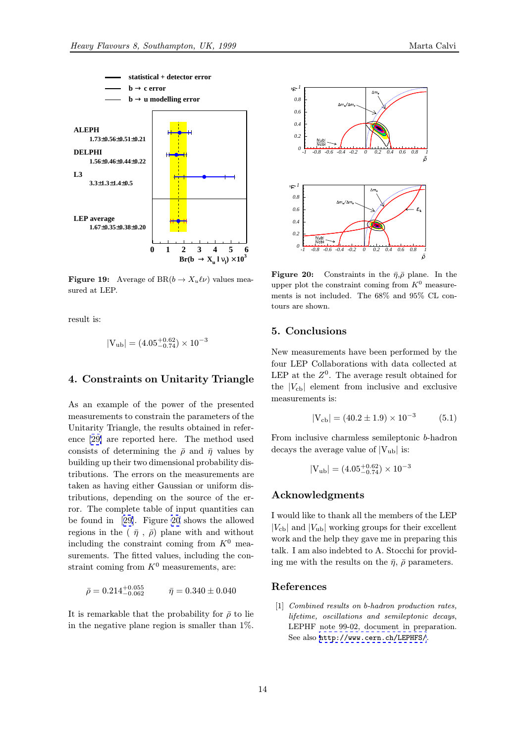**Figure 19:** Average of BR($b \to X_u \ell \nu$) values measured at LEP.

result is:

$$|\mathrm{V_{ub}}| = (4.05^{+0.62}_{-0.74}) \times 10^{-3}$$

## 4. Constraints on Unitarity Triangle

As an example of the power of the presented measurements to constrain the parameters of the Unitarity Triangle, the results obtained in reference [29] are reported here. The method used consists of determining the $\bar{\rho}$ and $\bar{\eta}$ values by building up their two dimensional probability distributions. The errors on the measurements are taken as having either Gaussian or uniform distributions, depending on the source of the error. The complete table of input quantities can be found in [29]. Figure 20 shows the allowed regions in the ( $\bar{\eta}$ , $\bar{\rho}$) plane with and without including the constraint coming from $K^0$ measurements. The fitted values, including the constraint coming from $K^0$ measurements, are:

$$\bar{\rho} = 0.214^{+0.055}_{-0.062} \qquad \bar{\eta} = 0.340 \pm 0.040$$

It is remarkable that the probability for $\bar{\rho}$ to lie in the negative plane region is smaller than 1%.

**Figure 20:** Constraints in the $\bar{\eta}$,$\bar{\rho}$ plane. In the upper plot the constraint coming from $K^0$ measurements is not included. The 68% and 95% CL contours are shown.

## 5. Conclusions

New measurements have been performed by the four LEP Collaborations with data collected at LEP at the $Z^0$. The average result obtained for the $|V_{cb}|$ element from inclusive and exclusive measurements is:

$$|\mathrm{V_{cb}}| = (40.2 \pm 1.9) \times 10^{-3} \qquad (5.1)$$

From inclusive charmless semileptonic $b$-hadron decays the average value of $|\mathrm{V_{ub}}|$ is:

$$|\mathrm{V_{ub}}| = (4.05^{+0.62}_{-0.74}) \times 10^{-3}$$

## Acknowledgments

I would like to thank all the members of the LEP $|V_{cb}|$ and $|V_{ub}|$ working groups for their excellent work and the help they gave me in preparing this talk. I am also indebted to A. Stocchi for providing me with the results on the $\bar{\eta}$, $\bar{\rho}$ parameters.

## References

[1] *Combined results on b-hadron production rates, lifetime, oscillations and semileptonic decays*, LEPHF note 99-02, document in preparation. See also http://www.cern.ch/LEPHFS/.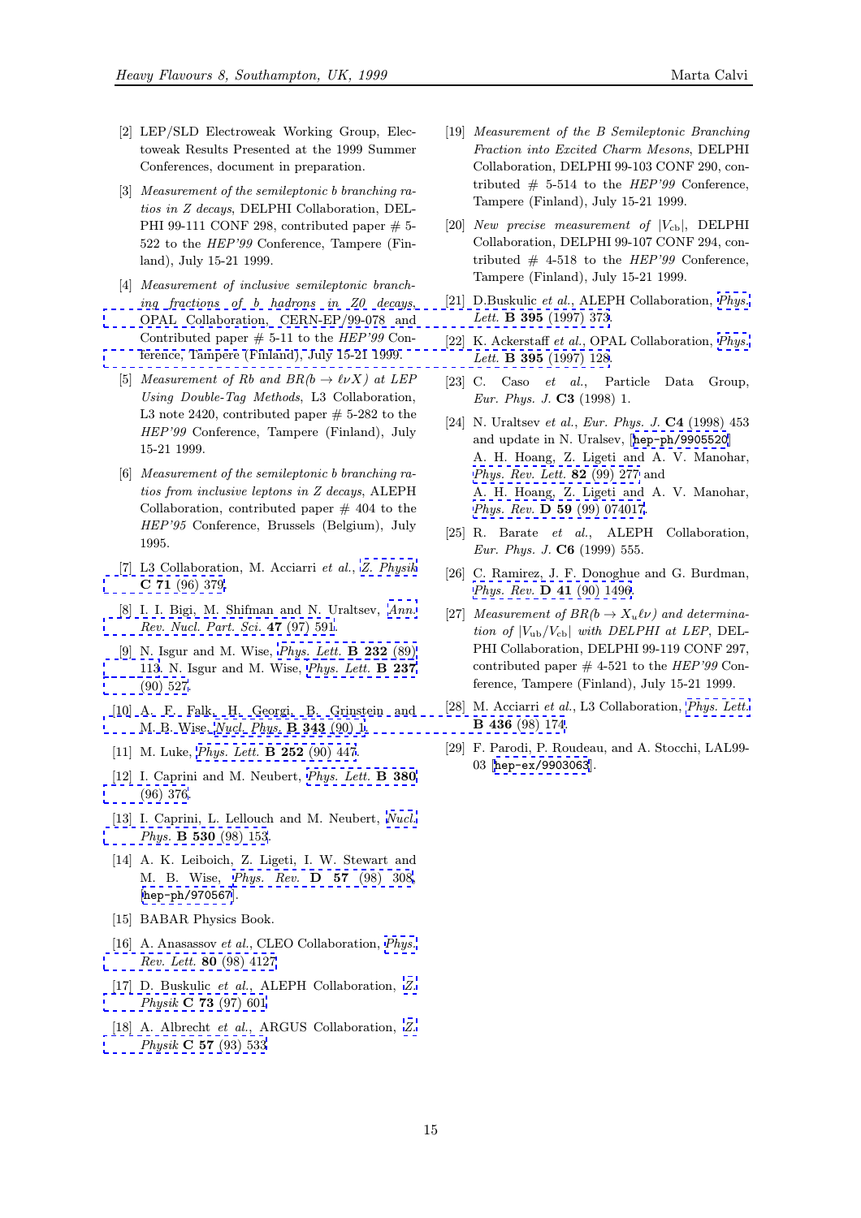[2] LEP/SLD Electroweak Working Group, Electoweak Results Presented at the 1999 Summer Conferences, document in preparation.

[3] *Measurement of the semileptonic b branching ratios in Z decays*, DELPHI Collaboration, DELPHI 99-111 CONF 298, contributed paper # 5-522 to the *HEP'99* Conference, Tampere (Finland), July 15-21 1999.

[4] *Measurement of inclusive semileptonic branching fractions of b hadrons in Z0 decays*, OPAL Collaboration, CERN-EP/99-078 and Contributed paper # 5-11 to the *HEP'99* Conference, Tampere (Finland), July 15-21 1999.

[5] *Measurement of Rb and BR($b \to \ell\nu X$) at LEP Using Double-Tag Methods*, L3 Collaboration, L3 note 2420, contributed paper # 5-282 to the *HEP'99* Conference, Tampere (Finland), July 15-21 1999.

[6] *Measurement of the semileptonic b branching ratios from inclusive leptons in Z decays*, ALEPH Collaboration, contributed paper # 404 to the *HEP'95* Conference, Brussels (Belgium), July 1995.

[7] L3 Collaboration, M. Acciarri *et al.*, *Z. Physik* **C 71** (96) 379.

[8] I. I. Bigi, M. Shifman and N. Uraltsev, *Ann. Rev. Nucl. Part. Sci.* **47** (97) 591.

[9] N. Isgur and M. Wise, *Phys. Lett.* **B 232** (89) 113. N. Isgur and M. Wise, *Phys. Lett.* **B 237** (90) 527.

[10] A. F. Falk, H. Georgi, B. Grinstein and M. B. Wise, *Nucl. Phys.* **B 343** (90) 1.

[11] M. Luke, *Phys. Lett.* **B 252** (90) 447.

[12] I. Caprini and M. Neubert, *Phys. Lett.* **B 380** (96) 376.

[13] I. Caprini, L. Lellouch and M. Neubert, *Nucl. Phys.* **B 530** (98) 153.

[14] A. K. Leiboich, Z. Ligeti, I. W. Stewart and M. B. Wise, *Phys. Rev.* **D 57** (98) 308, hep-ph/970567.

[15] BABAR Physics Book.

[16] A. Anasassov *et al.*, CLEO Collaboration, *Phys. Rev. Lett.* **80** (98) 4127.

[17] D. Buskulic *et al.*, ALEPH Collaboration, *Z. Physik* **C 73** (97) 601.

[18] A. Albrecht *et al.*, ARGUS Collaboration, *Z. Physik* **C 57** (93) 533.

[19] *Measurement of the B Semileptonic Branching Fraction into Excited Charm Mesons*, DELPHI Collaboration, DELPHI 99-103 CONF 290, contributed # 5-514 to the *HEP'99* Conference, Tampere (Finland), July 15-21 1999.

[20] *New precise measurement of* $|V_{\rm cb}|$, DELPHI Collaboration, DELPHI 99-107 CONF 294, contributed # 4-518 to the *HEP'99* Conference, Tampere (Finland), July 15-21 1999.

[21] D.Buskulic *et al.*, ALEPH Collaboration, *Phys. Lett.* **B 395** (1997) 373.

[22] K. Ackerstaff *et al.*, OPAL Collaboration, *Phys. Lett.* **B 395** (1997) 128.

[23] C. Caso *et al.*, Particle Data Group, *Eur. Phys. J.* **C3** (1998) 1.

[24] N. Uraltsev *et al.*, *Eur. Phys. J.* **C4** (1998) 453 and update in N. Uralsev, [hep-ph/9905520]; A. H. Hoang, Z. Ligeti and A. V. Manohar, *Phys. Rev. Lett.* **82** (99) 277 and A. H. Hoang, Z. Ligeti and A. V. Manohar, *Phys. Rev.* **D 59** (99) 074017.

[25] R. Barate *et al.*, ALEPH Collaboration, *Eur. Phys. J.* **C6** (1999) 555.

[26] C. Ramirez, J. F. Donoghue and G. Burdman, *Phys. Rev.* **D 41** (90) 1496.

[27] *Measurement of BR($b \to X_u \ell\nu$) and determination of* $|V_{\rm ub}/V_{\rm cb}|$ *with DELPHI at LEP*, DELPHI Collaboration, DELPHI 99-119 CONF 297, contributed paper # 4-521 to the *HEP'99* Conference, Tampere (Finland), July 15-21 1999.

[28] M. Acciarri *et al.*, L3 Collaboration, *Phys. Lett.* **B 436** (98) 174.

[29] F. Parodi, P. Roudeau, and A. Stocchi, LAL99-03 [hep-ex/9903063].